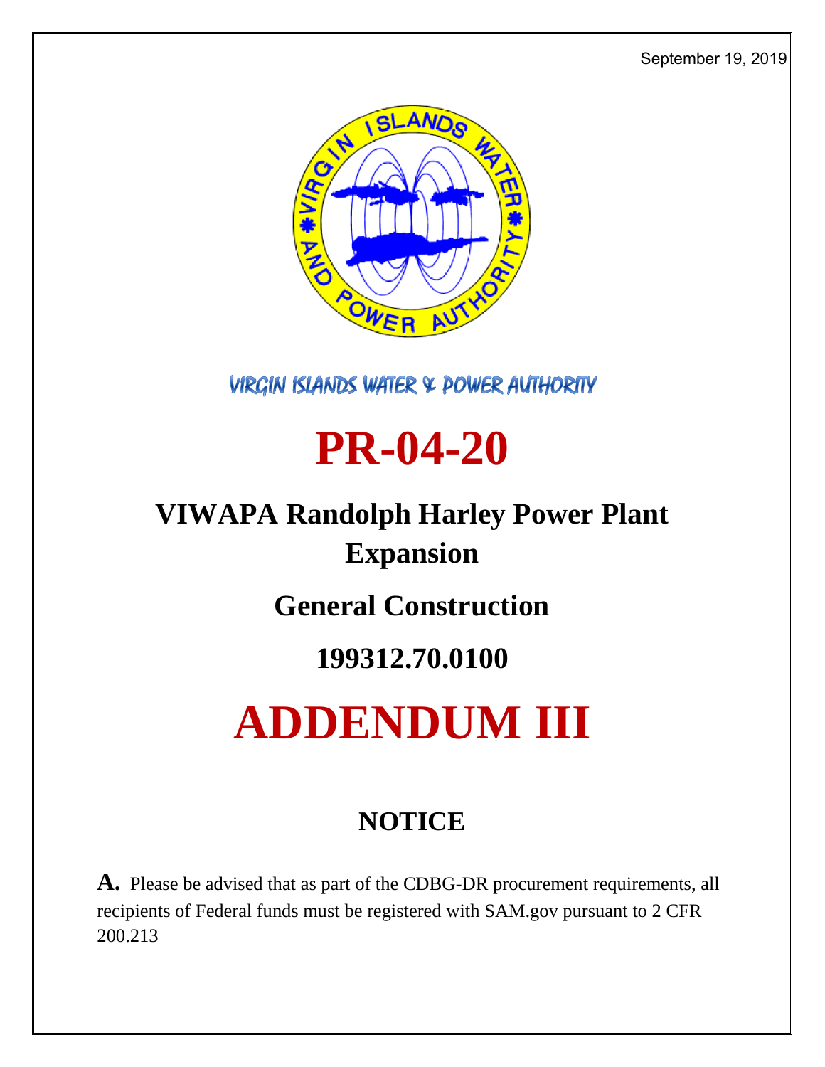September 19, 2019

VIRGIN ISLANDS WATER & POWER AUTHORITY

# PR-04-20

## VIWAPA Randolph Harley Power Plant Expansion

## General Construction

## 199312.70.0100

# ADDENDUM III

---

## NOTICE

**A.** Please be advised that as part of the CDBG-DR procurement requirements, all recipients of Federal funds must be registered with SAM.gov pursuant to 2 CFR 200.213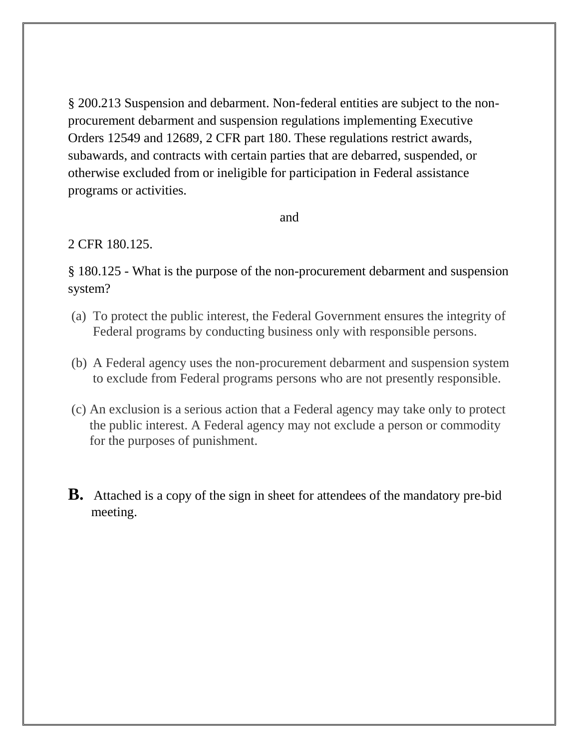§ 200.213 Suspension and debarment. Non-federal entities are subject to the non-procurement debarment and suspension regulations implementing Executive Orders 12549 and 12689, 2 CFR part 180. These regulations restrict awards, subawards, and contracts with certain parties that are debarred, suspended, or otherwise excluded from or ineligible for participation in Federal assistance programs or activities.

and

2 CFR 180.125.

§ 180.125 - What is the purpose of the non-procurement debarment and suspension system?

(a) To protect the public interest, the Federal Government ensures the integrity of Federal programs by conducting business only with responsible persons.

(b) A Federal agency uses the non-procurement debarment and suspension system to exclude from Federal programs persons who are not presently responsible.

(c) An exclusion is a serious action that a Federal agency may take only to protect the public interest. A Federal agency may not exclude a person or commodity for the purposes of punishment.

**B.** Attached is a copy of the sign in sheet for attendees of the mandatory pre-bid meeting.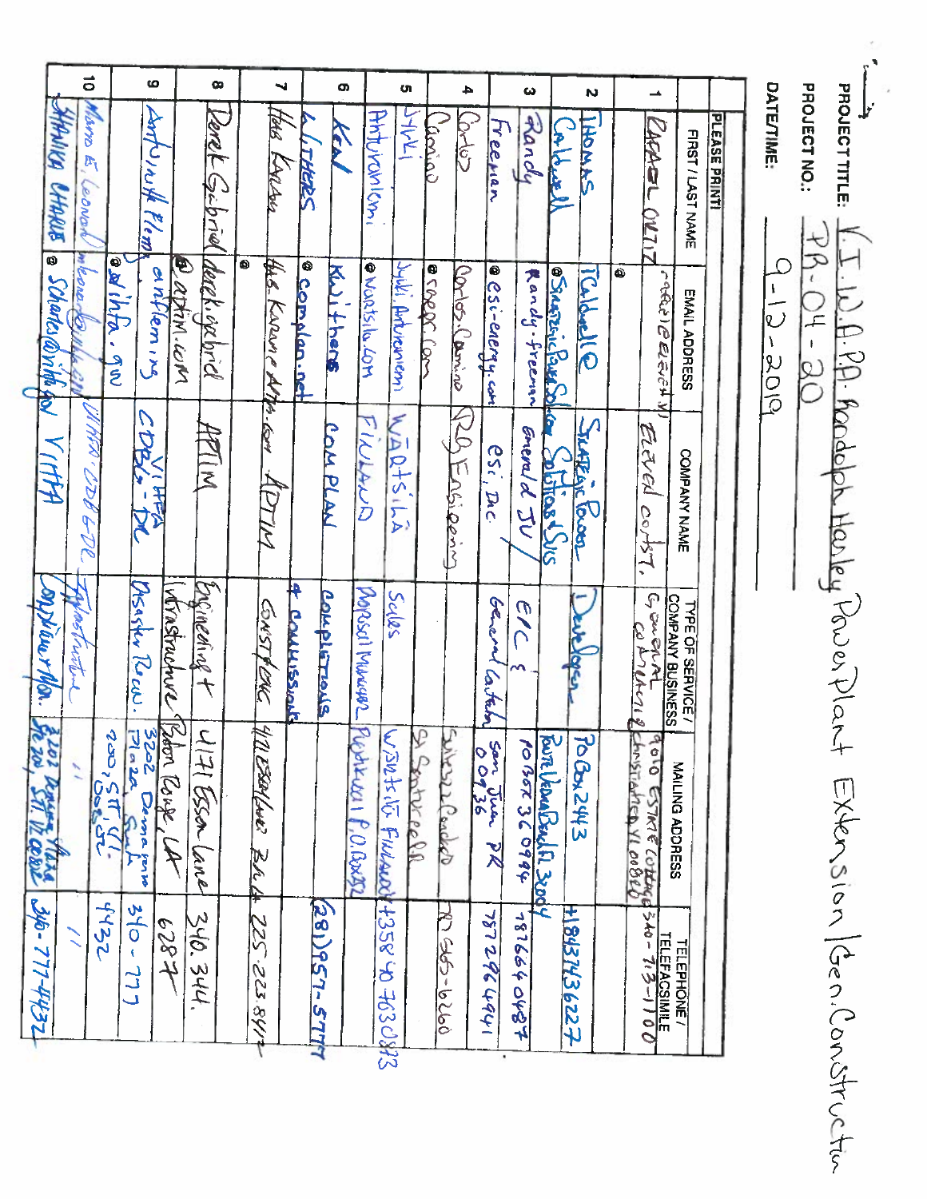**PROJECT TITLE:** V.I.W.A.P.A. Randolph Harley Power Plant Extension/Gen. Construction

**PROJECT NO.:** PR-04-30

**DATE/TIME:** 9-12-2019

**PLEASE PRINT!**

| | FIRST / LAST NAME | EMAIL ADDRESS | COMPANY NAME | TYPE OF SERVICE / COMPANY BUSINESS | MAILING ADDRESS | TELEPHONE / TELEFACSIMILE |
|---|---|---|---|---|---|---|
| 1 | RAFAEL ORTIZ | rafael@eleven... | ELEVEL CONST. | General Contracting | 9010 Estate Cottage Christiansted VI 00820 | 340-713-1100 |
| 2 | THOMAS Caldwell | TCaldwell@StrategicPowerSolutions | Strategic Power Solutions & Svcs | Developer | PO Box 2443 Ponte Vedra Beach FL 32004 | +18043743627 |
| 3 | Randy Freeman | Randy.freeman@esi-energy.com | Emerald JV / esi, Inc | EPC & General Contractor | PO BOX 360994 San Juan PR 00936 | 787 664 0487 / 787 296 4941 |
| 4 | Carlos Camino | Carlos.Camino@rdec.com | RD Engineering | | Salinas Ponce... St. Santa Rosa... | 787 565-6060 |
| 5 | Jukki Antuniemi | Jukki.Antuniemi@wartsila.com | WÄRTSILÄ FINLAND | Sales / Proposal Manager | Wärtsilä Finland / Puistokatu 1 P.O. Box 252 | +358 40 7030873 |
| 6 | Ken Withers | KWithers@complan.net | COMPLAN | Completions + Commissioning | | (281) 957-5777 |
| 7 | Has Karam | Has.Karam@Aptim.com | APTIM | Construction | 4171 Essen Lane BR LA | 225 223 8412 |
| 8 | Derek Gabriel | derek.gabriel@aptim.com | APTIM | Engineering + Infrastructure | 4171 Essen Lane Baton Rouge LA | 340.344.6287 |
| 9 | Antoinette Fleming | antfleming@infra.gov | VIHFA CDBG-DR | Disaster Recov. | 3202 Demarara Plaza Suite 200, STT, VI 00802 | 340-777-4432 |
| 10 | Mario E. Leonard / Shanika Charles | mleonard@vihfa.gov / scharles@vihfa.gov | VIHFA CDBG-DR / VIHFA | Infrastructure / Compliance Mon. | " / 3202 Demarara Plaza Ste 200, STT, VI 00802 | " / 340-777-4432 |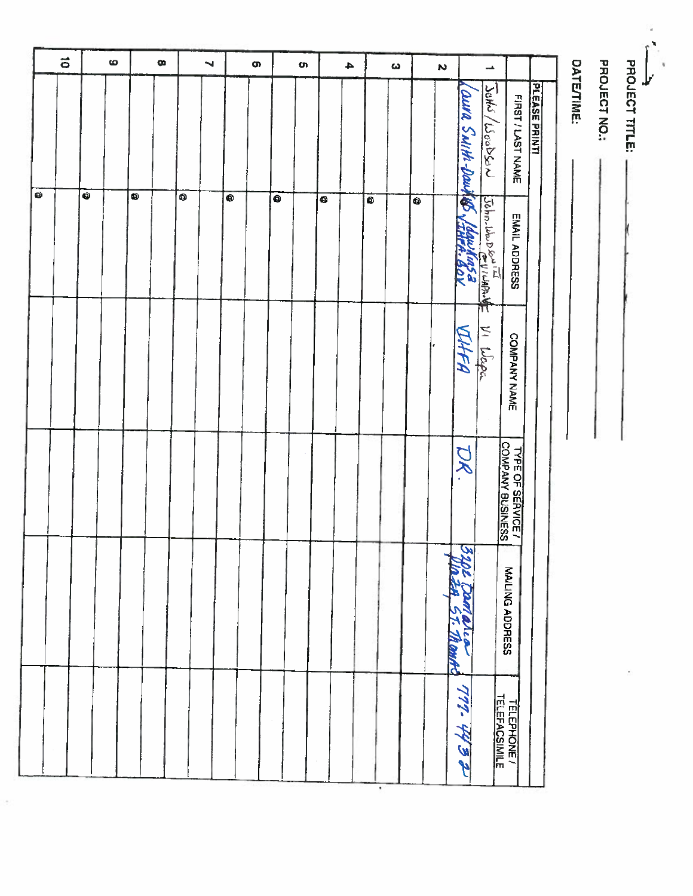**PROJECT TITLE:** ___

**PROJECT NO.:** ___

**DATE/TIME:** ___

**PLEASE PRINT!**

| | FIRST / LAST NAME | EMAIL ADDRESS | COMPANY NAME | TYPE OF SERVICE / COMPANY BUSINESS | MAILING ADDRESS | TELEPHONE / TELEFACSIMILE |
|---|---|---|---|---|---|---|
| 1 | John / Woodson | John.Woodson@viwapa.vi | VI Wapa | | | |
| | Laura Smith-Danforth | ldanforth@vihfa.gov | VIHFA | DR. | 3202 Demarara Plaza, St. Thomas | 777-4432 |
| 2 | | @ | | | | |
| 3 | | @ | | | | |
| 4 | | @ | | | | |
| 5 | | @ | | | | |
| 6 | | @ | | | | |
| 7 | | @ | | | | |
| 8 | | @ | | | | |
| 9 | | @ | | | | |
| 10 | | @ | | | | |